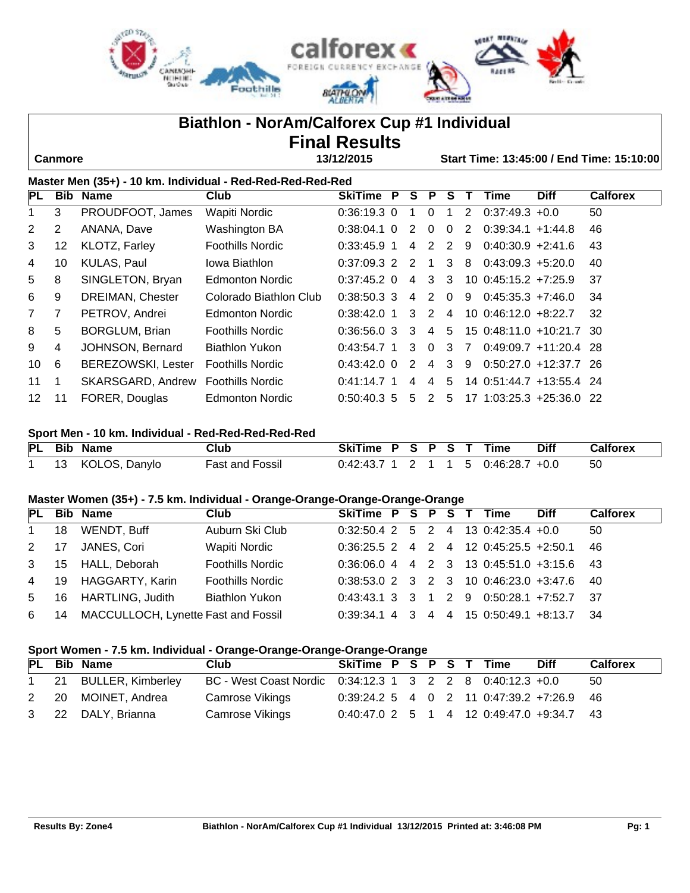# Biathlon - NorAm/Calforex Cup #1 Individual

## Final Results

**Canmore** | **13/12/2015** | **Start Time: 13:45:00 / End Time: 15:10:00**

### Master Men (35+) - 10 km. Individual - Red-Red-Red-Red-Red

| PL | Bib | Name | Club | SkiTime | P | S | P | S | T | Time | Diff | Calforex |
|---|---|---|---|---|---|---|---|---|---|---|---|---|
| 1 | 3 | PROUDFOOT, James | Wapiti Nordic | 0:36:19.3 | 0 | 1 | 0 | 1 | 2 | 0:37:49.3 | +0.0 | 50 |
| 2 | 2 | ANANA, Dave | Washington BA | 0:38:04.1 | 0 | 2 | 0 | 0 | 2 | 0:39:34.1 | +1:44.8 | 46 |
| 3 | 12 | KLOTZ, Farley | Foothills Nordic | 0:33:45.9 | 1 | 4 | 2 | 2 | 9 | 0:40:30.9 | +2:41.6 | 43 |
| 4 | 10 | KULAS, Paul | Iowa Biathlon | 0:37:09.3 | 2 | 2 | 1 | 3 | 8 | 0:43:09.3 | +5:20.0 | 40 |
| 5 | 8 | SINGLETON, Bryan | Edmonton Nordic | 0:37:45.2 | 0 | 4 | 3 | 3 | 10 | 0:45:15.2 | +7:25.9 | 37 |
| 6 | 9 | DREIMAN, Chester | Colorado Biathlon Club | 0:38:50.3 | 3 | 4 | 2 | 0 | 9 | 0:45:35.3 | +7:46.0 | 34 |
| 7 | 7 | PETROV, Andrei | Edmonton Nordic | 0:38:42.0 | 1 | 3 | 2 | 4 | 10 | 0:46:12.0 | +8:22.7 | 32 |
| 8 | 5 | BORGLUM, Brian | Foothills Nordic | 0:36:56.0 | 3 | 3 | 4 | 5 | 15 | 0:48:11.0 | +10:21.7 | 30 |
| 9 | 4 | JOHNSON, Bernard | Biathlon Yukon | 0:43:54.7 | 1 | 3 | 0 | 3 | 7 | 0:49:09.7 | +11:20.4 | 28 |
| 10 | 6 | BEREZOWSKI, Lester | Foothills Nordic | 0:43:42.0 | 0 | 2 | 4 | 3 | 9 | 0:50:27.0 | +12:37.7 | 26 |
| 11 | 1 | SKARSGARD, Andrew | Foothills Nordic | 0:41:14.7 | 1 | 4 | 4 | 5 | 14 | 0:51:44.7 | +13:55.4 | 24 |
| 12 | 11 | FORER, Douglas | Edmonton Nordic | 0:50:40.3 | 5 | 5 | 2 | 5 | 17 | 1:03:25.3 | +25:36.0 | 22 |

### Sport Men - 10 km. Individual - Red-Red-Red-Red-Red

| PL | Bib | Name | Club | SkiTime | P | S | P | S | T | Time | Diff | Calforex |
|---|---|---|---|---|---|---|---|---|---|---|---|---|
| 1 | 13 | KOLOS, Danylo | Fast and Fossil | 0:42:43.7 | 1 | 2 | 1 | 1 | 5 | 0:46:28.7 | +0.0 | 50 |

### Master Women (35+) - 7.5 km. Individual - Orange-Orange-Orange-Orange-Orange

| PL | Bib | Name | Club | SkiTime | P | S | P | S | T | Time | Diff | Calforex |
|---|---|---|---|---|---|---|---|---|---|---|---|---|
| 1 | 18 | WENDT, Buff | Auburn Ski Club | 0:32:50.4 | 2 | 5 | 2 | 4 | 13 | 0:42:35.4 | +0.0 | 50 |
| 2 | 17 | JANES, Cori | Wapiti Nordic | 0:36:25.5 | 2 | 4 | 2 | 4 | 12 | 0:45:25.5 | +2:50.1 | 46 |
| 3 | 15 | HALL, Deborah | Foothills Nordic | 0:36:06.0 | 4 | 4 | 2 | 3 | 13 | 0:45:51.0 | +3:15.6 | 43 |
| 4 | 19 | HAGGARTY, Karin | Foothills Nordic | 0:38:53.0 | 2 | 3 | 2 | 3 | 10 | 0:46:23.0 | +3:47.6 | 40 |
| 5 | 16 | HARTLING, Judith | Biathlon Yukon | 0:43:43.1 | 3 | 3 | 1 | 2 | 9 | 0:50:28.1 | +7:52.7 | 37 |
| 6 | 14 | MACCULLOCH, Lynette | Fast and Fossil | 0:39:34.1 | 4 | 3 | 4 | 4 | 15 | 0:50:49.1 | +8:13.7 | 34 |

### Sport Women - 7.5 km. Individual - Orange-Orange-Orange-Orange-Orange

| PL | Bib | Name | Club | SkiTime | P | S | P | S | T | Time | Diff | Calforex |
|---|---|---|---|---|---|---|---|---|---|---|---|---|
| 1 | 21 | BULLER, Kimberley | BC - West Coast Nordic | 0:34:12.3 | 1 | 3 | 2 | 2 | 8 | 0:40:12.3 | +0.0 | 50 |
| 2 | 20 | MOINET, Andrea | Camrose Vikings | 0:39:24.2 | 5 | 4 | 0 | 2 | 11 | 0:47:39.2 | +7:26.9 | 46 |
| 3 | 22 | DALY, Brianna | Camrose Vikings | 0:40:47.0 | 2 | 5 | 1 | 4 | 12 | 0:49:47.0 | +9:34.7 | 43 |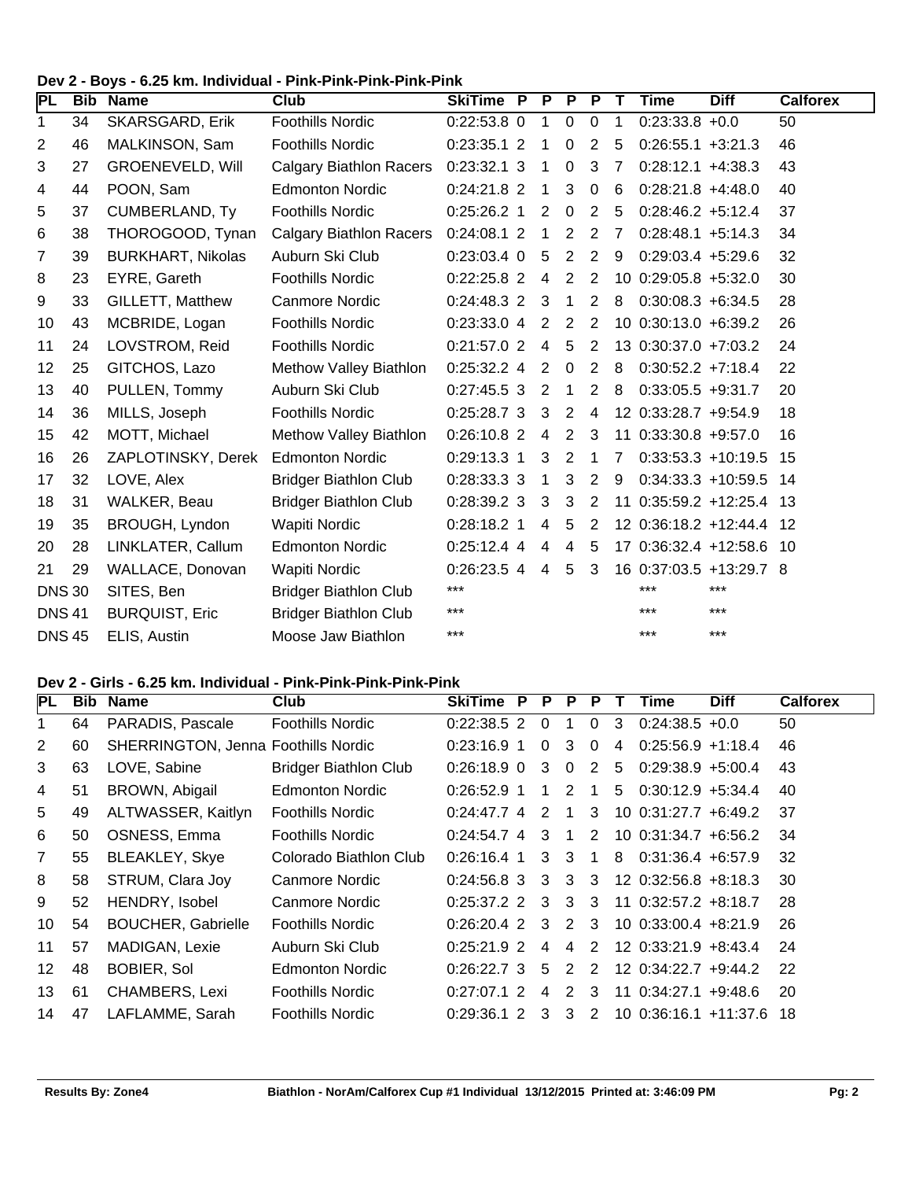### Dev 2 - Boys - 6.25 km. Individual - Pink-Pink-Pink-Pink-Pink

| PL | Bib | Name | Club | SkiTime | P | P | P | P | T | Time | Diff | Calforex |
|---|---|---|---|---|---|---|---|---|---|---|---|---|
| 1 | 34 | SKARSGARD, Erik | Foothills Nordic | 0:22:53.8 | 0 | 1 | 0 | 0 | 1 | 0:23:33.8 | +0.0 | 50 |
| 2 | 46 | MALKINSON, Sam | Foothills Nordic | 0:23:35.1 | 2 | 1 | 0 | 2 | 5 | 0:26:55.1 | +3:21.3 | 46 |
| 3 | 27 | GROENEVELD, Will | Calgary Biathlon Racers | 0:23:32.1 | 3 | 1 | 0 | 3 | 7 | 0:28:12.1 | +4:38.3 | 43 |
| 4 | 44 | POON, Sam | Edmonton Nordic | 0:24:21.8 | 2 | 1 | 3 | 0 | 6 | 0:28:21.8 | +4:48.0 | 40 |
| 5 | 37 | CUMBERLAND, Ty | Foothills Nordic | 0:25:26.2 | 1 | 2 | 0 | 2 | 5 | 0:28:46.2 | +5:12.4 | 37 |
| 6 | 38 | THOROGOOD, Tynan | Calgary Biathlon Racers | 0:24:08.1 | 2 | 1 | 2 | 2 | 7 | 0:28:48.1 | +5:14.3 | 34 |
| 7 | 39 | BURKHART, Nikolas | Auburn Ski Club | 0:23:03.4 | 0 | 5 | 2 | 2 | 9 | 0:29:03.4 | +5:29.6 | 32 |
| 8 | 23 | EYRE, Gareth | Foothills Nordic | 0:22:25.8 | 2 | 4 | 2 | 2 | 10 | 0:29:05.8 | +5:32.0 | 30 |
| 9 | 33 | GILLETT, Matthew | Canmore Nordic | 0:24:48.3 | 2 | 3 | 1 | 2 | 8 | 0:30:08.3 | +6:34.5 | 28 |
| 10 | 43 | MCBRIDE, Logan | Foothills Nordic | 0:23:33.0 | 4 | 2 | 2 | 2 | 10 | 0:30:13.0 | +6:39.2 | 26 |
| 11 | 24 | LOVSTROM, Reid | Foothills Nordic | 0:21:57.0 | 2 | 4 | 5 | 2 | 13 | 0:30:37.0 | +7:03.2 | 24 |
| 12 | 25 | GITCHOS, Lazo | Methow Valley Biathlon | 0:25:32.2 | 4 | 2 | 0 | 2 | 8 | 0:30:52.2 | +7:18.4 | 22 |
| 13 | 40 | PULLEN, Tommy | Auburn Ski Club | 0:27:45.5 | 3 | 2 | 1 | 2 | 8 | 0:33:05.5 | +9:31.7 | 20 |
| 14 | 36 | MILLS, Joseph | Foothills Nordic | 0:25:28.7 | 3 | 3 | 2 | 4 | 12 | 0:33:28.7 | +9:54.9 | 18 |
| 15 | 42 | MOTT, Michael | Methow Valley Biathlon | 0:26:10.8 | 2 | 4 | 2 | 3 | 11 | 0:33:30.8 | +9:57.0 | 16 |
| 16 | 26 | ZAPLOTINSKY, Derek | Edmonton Nordic | 0:29:13.3 | 1 | 3 | 2 | 1 | 7 | 0:33:53.3 | +10:19.5 | 15 |
| 17 | 32 | LOVE, Alex | Bridger Biathlon Club | 0:28:33.3 | 3 | 1 | 3 | 2 | 9 | 0:34:33.3 | +10:59.5 | 14 |
| 18 | 31 | WALKER, Beau | Bridger Biathlon Club | 0:28:39.2 | 3 | 3 | 3 | 2 | 11 | 0:35:59.2 | +12:25.4 | 13 |
| 19 | 35 | BROUGH, Lyndon | Wapiti Nordic | 0:28:18.2 | 1 | 4 | 5 | 2 | 12 | 0:36:18.2 | +12:44.4 | 12 |
| 20 | 28 | LINKLATER, Callum | Edmonton Nordic | 0:25:12.4 | 4 | 4 | 4 | 5 | 17 | 0:36:32.4 | +12:58.6 | 10 |
| 21 | 29 | WALLACE, Donovan | Wapiti Nordic | 0:26:23.5 | 4 | 4 | 5 | 3 | 16 | 0:37:03.5 | +13:29.7 | 8 |
| DNS | 30 | SITES, Ben | Bridger Biathlon Club | *** | | | | | | *** | *** | |
| DNS | 41 | BURQUIST, Eric | Bridger Biathlon Club | *** | | | | | | *** | *** | |
| DNS | 45 | ELIS, Austin | Moose Jaw Biathlon | *** | | | | | | *** | *** | |

### Dev 2 - Girls - 6.25 km. Individual - Pink-Pink-Pink-Pink-Pink

| PL | Bib | Name | Club | SkiTime | P | P | P | P | T | Time | Diff | Calforex |
|---|---|---|---|---|---|---|---|---|---|---|---|---|
| 1 | 64 | PARADIS, Pascale | Foothills Nordic | 0:22:38.5 | 2 | 0 | 1 | 0 | 3 | 0:24:38.5 | +0.0 | 50 |
| 2 | 60 | SHERRINGTON, Jenna | Foothills Nordic | 0:23:16.9 | 1 | 0 | 3 | 0 | 4 | 0:25:56.9 | +1:18.4 | 46 |
| 3 | 63 | LOVE, Sabine | Bridger Biathlon Club | 0:26:18.9 | 0 | 3 | 0 | 2 | 5 | 0:29:38.9 | +5:00.4 | 43 |
| 4 | 51 | BROWN, Abigail | Edmonton Nordic | 0:26:52.9 | 1 | 1 | 2 | 1 | 5 | 0:30:12.9 | +5:34.4 | 40 |
| 5 | 49 | ALTWASSER, Kaitlyn | Foothills Nordic | 0:24:47.7 | 4 | 2 | 1 | 3 | 10 | 0:31:27.7 | +6:49.2 | 37 |
| 6 | 50 | OSNESS, Emma | Foothills Nordic | 0:24:54.7 | 4 | 3 | 1 | 2 | 10 | 0:31:34.7 | +6:56.2 | 34 |
| 7 | 55 | BLEAKLEY, Skye | Colorado Biathlon Club | 0:26:16.4 | 1 | 3 | 3 | 1 | 8 | 0:31:36.4 | +6:57.9 | 32 |
| 8 | 58 | STRUM, Clara Joy | Canmore Nordic | 0:24:56.8 | 3 | 3 | 3 | 3 | 12 | 0:32:56.8 | +8:18.3 | 30 |
| 9 | 52 | HENDRY, Isobel | Canmore Nordic | 0:25:37.2 | 2 | 3 | 3 | 3 | 11 | 0:32:57.2 | +8:18.7 | 28 |
| 10 | 54 | BOUCHER, Gabrielle | Foothills Nordic | 0:26:20.4 | 2 | 3 | 2 | 3 | 10 | 0:33:00.4 | +8:21.9 | 26 |
| 11 | 57 | MADIGAN, Lexie | Auburn Ski Club | 0:25:21.9 | 2 | 4 | 4 | 2 | 12 | 0:33:21.9 | +8:43.4 | 24 |
| 12 | 48 | BOBIER, Sol | Edmonton Nordic | 0:26:22.7 | 3 | 5 | 2 | 2 | 12 | 0:34:22.7 | +9:44.2 | 22 |
| 13 | 61 | CHAMBERS, Lexi | Foothills Nordic | 0:27:07.1 | 2 | 4 | 2 | 3 | 11 | 0:34:27.1 | +9:48.6 | 20 |
| 14 | 47 | LAFLAMME, Sarah | Foothills Nordic | 0:29:36.1 | 2 | 3 | 3 | 2 | 10 | 0:36:16.1 | +11:37.6 | 18 |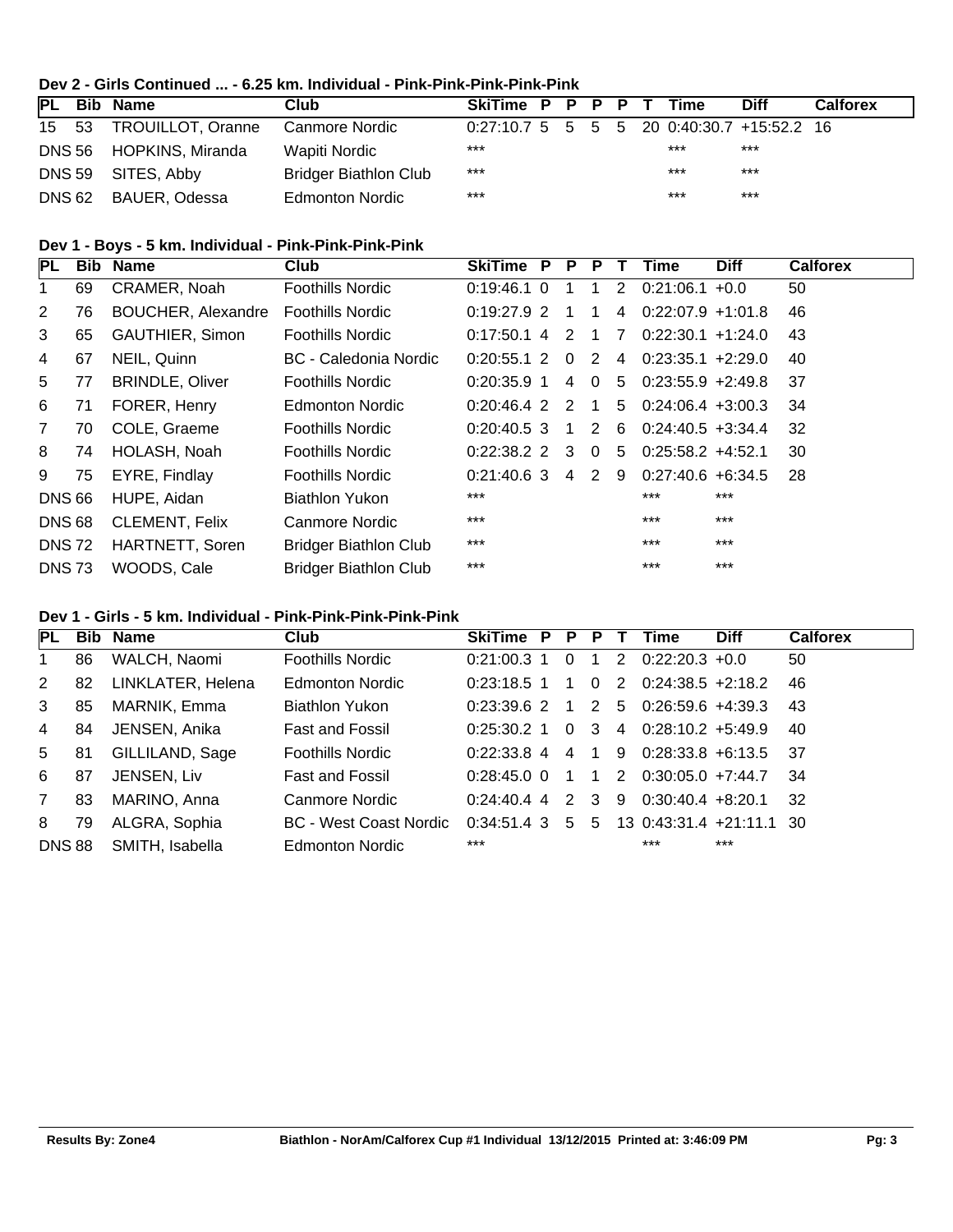### Dev 2 - Girls Continued ... - 6.25 km. Individual - Pink-Pink-Pink-Pink-Pink

| PL | Bib | Name | Club | SkiTime | P | P | P | P | T | Time | Diff | Calforex |
|---|---|---|---|---|---|---|---|---|---|---|---|---|
| 15 | 53 | TROUILLOT, Oranne | Canmore Nordic | 0:27:10.7 | 5 | 5 | 5 | 5 | 20 | 0:40:30.7 | +15:52.2 | 16 |
| DNS | 56 | HOPKINS, Miranda | Wapiti Nordic | *** | | | | | | *** | *** | |
| DNS | 59 | SITES, Abby | Bridger Biathlon Club | *** | | | | | | *** | *** | |
| DNS | 62 | BAUER, Odessa | Edmonton Nordic | *** | | | | | | *** | *** | |

### Dev 1 - Boys - 5 km. Individual - Pink-Pink-Pink-Pink

| PL | Bib | Name | Club | SkiTime | P | P | P | T | Time | Diff | Calforex |
|---|---|---|---|---|---|---|---|---|---|---|---|
| 1 | 69 | CRAMER, Noah | Foothills Nordic | 0:19:46.1 | 0 | 1 | 1 | 2 | 0:21:06.1 | +0.0 | 50 |
| 2 | 76 | BOUCHER, Alexandre | Foothills Nordic | 0:19:27.9 | 2 | 1 | 1 | 4 | 0:22:07.9 | +1:01.8 | 46 |
| 3 | 65 | GAUTHIER, Simon | Foothills Nordic | 0:17:50.1 | 4 | 2 | 1 | 7 | 0:22:30.1 | +1:24.0 | 43 |
| 4 | 67 | NEIL, Quinn | BC - Caledonia Nordic | 0:20:55.1 | 2 | 0 | 2 | 4 | 0:23:35.1 | +2:29.0 | 40 |
| 5 | 77 | BRINDLE, Oliver | Foothills Nordic | 0:20:35.9 | 1 | 4 | 0 | 5 | 0:23:55.9 | +2:49.8 | 37 |
| 6 | 71 | FORER, Henry | Edmonton Nordic | 0:20:46.4 | 2 | 2 | 1 | 5 | 0:24:06.4 | +3:00.3 | 34 |
| 7 | 70 | COLE, Graeme | Foothills Nordic | 0:20:40.5 | 3 | 1 | 2 | 6 | 0:24:40.5 | +3:34.4 | 32 |
| 8 | 74 | HOLASH, Noah | Foothills Nordic | 0:22:38.2 | 2 | 3 | 0 | 5 | 0:25:58.2 | +4:52.1 | 30 |
| 9 | 75 | EYRE, Findlay | Foothills Nordic | 0:21:40.6 | 3 | 4 | 2 | 9 | 0:27:40.6 | +6:34.5 | 28 |
| DNS | 66 | HUPE, Aidan | Biathlon Yukon | *** | | | | | *** | *** | |
| DNS | 68 | CLEMENT, Felix | Canmore Nordic | *** | | | | | *** | *** | |
| DNS | 72 | HARTNETT, Soren | Bridger Biathlon Club | *** | | | | | *** | *** | |
| DNS | 73 | WOODS, Cale | Bridger Biathlon Club | *** | | | | | *** | *** | |

### Dev 1 - Girls - 5 km. Individual - Pink-Pink-Pink-Pink-Pink

| PL | Bib | Name | Club | SkiTime | P | P | P | T | Time | Diff | Calforex |
|---|---|---|---|---|---|---|---|---|---|---|---|
| 1 | 86 | WALCH, Naomi | Foothills Nordic | 0:21:00.3 | 1 | 0 | 1 | 2 | 0:22:20.3 | +0.0 | 50 |
| 2 | 82 | LINKLATER, Helena | Edmonton Nordic | 0:23:18.5 | 1 | 1 | 0 | 2 | 0:24:38.5 | +2:18.2 | 46 |
| 3 | 85 | MARNIK, Emma | Biathlon Yukon | 0:23:39.6 | 2 | 1 | 2 | 5 | 0:26:59.6 | +4:39.3 | 43 |
| 4 | 84 | JENSEN, Anika | Fast and Fossil | 0:25:30.2 | 1 | 0 | 3 | 4 | 0:28:10.2 | +5:49.9 | 40 |
| 5 | 81 | GILLILAND, Sage | Foothills Nordic | 0:22:33.8 | 4 | 4 | 1 | 9 | 0:28:33.8 | +6:13.5 | 37 |
| 6 | 87 | JENSEN, Liv | Fast and Fossil | 0:28:45.0 | 0 | 1 | 1 | 2 | 0:30:05.0 | +7:44.7 | 34 |
| 7 | 83 | MARINO, Anna | Canmore Nordic | 0:24:40.4 | 4 | 2 | 3 | 9 | 0:30:40.4 | +8:20.1 | 32 |
| 8 | 79 | ALGRA, Sophia | BC - West Coast Nordic | 0:34:51.4 | 3 | 5 | 5 | 13 | 0:43:31.4 | +21:11.1 | 30 |
| DNS | 88 | SMITH, Isabella | Edmonton Nordic | *** | | | | | *** | *** | |

Results By: Zone4 — Biathlon - NorAm/Calforex Cup #1 Individual 13/12/2015 Printed at: 3:46:09 PM